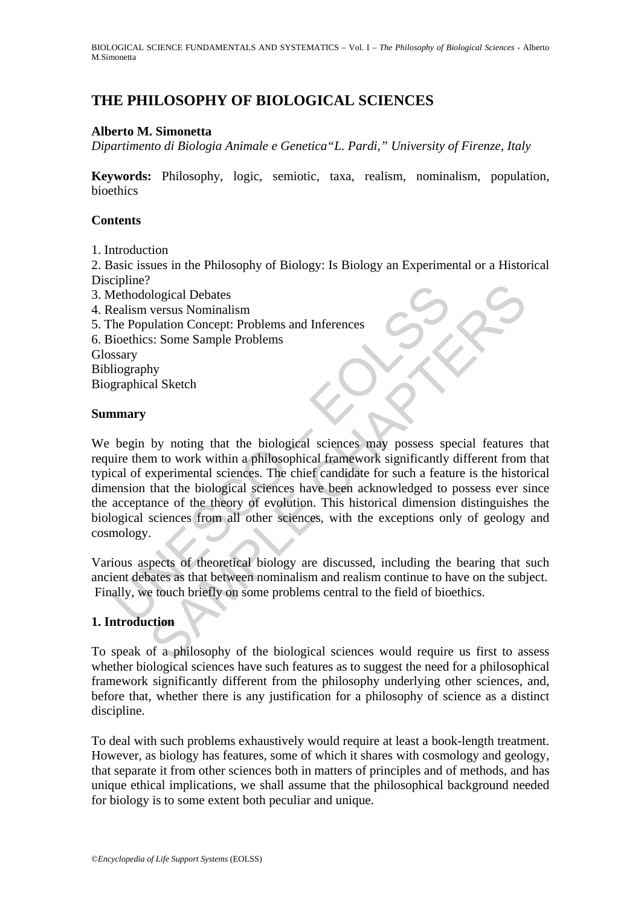# THE PHILOSOPHY OF BIOLOGICAL SCIENCES

**Alberto M. Simonetta**

*Dipartimento di Biologia Animale e Genetica "L. Pardi," University of Firenze, Italy*

**Keywords:** Philosophy, logic, semiotic, taxa, realism, nominalism, population, bioethics

## Contents

1. Introduction
2. Basic issues in the Philosophy of Biology: Is Biology an Experimental or a Historical Discipline?
3. Methodological Debates
4. Realism versus Nominalism
5. The Population Concept: Problems and Inferences
6. Bioethics: Some Sample Problems

Glossary
Bibliography
Biographical Sketch

## Summary

We begin by noting that the biological sciences may possess special features that require them to work within a philosophical framework significantly different from that typical of experimental sciences. The chief candidate for such a feature is the historical dimension that the biological sciences have been acknowledged to possess ever since the acceptance of the theory of evolution. This historical dimension distinguishes the biological sciences from all other sciences, with the exceptions only of geology and cosmology.

Various aspects of theoretical biology are discussed, including the bearing that such ancient debates as that between nominalism and realism continue to have on the subject. Finally, we touch briefly on some problems central to the field of bioethics.

## 1. Introduction

To speak of a philosophy of the biological sciences would require us first to assess whether biological sciences have such features as to suggest the need for a philosophical framework significantly different from the philosophy underlying other sciences, and, before that, whether there is any justification for a philosophy of science as a distinct discipline.

To deal with such problems exhaustively would require at least a book-length treatment. However, as biology has features, some of which it shares with cosmology and geology, that separate it from other sciences both in matters of principles and of methods, and has unique ethical implications, we shall assume that the philosophical background needed for biology is to some extent both peculiar and unique.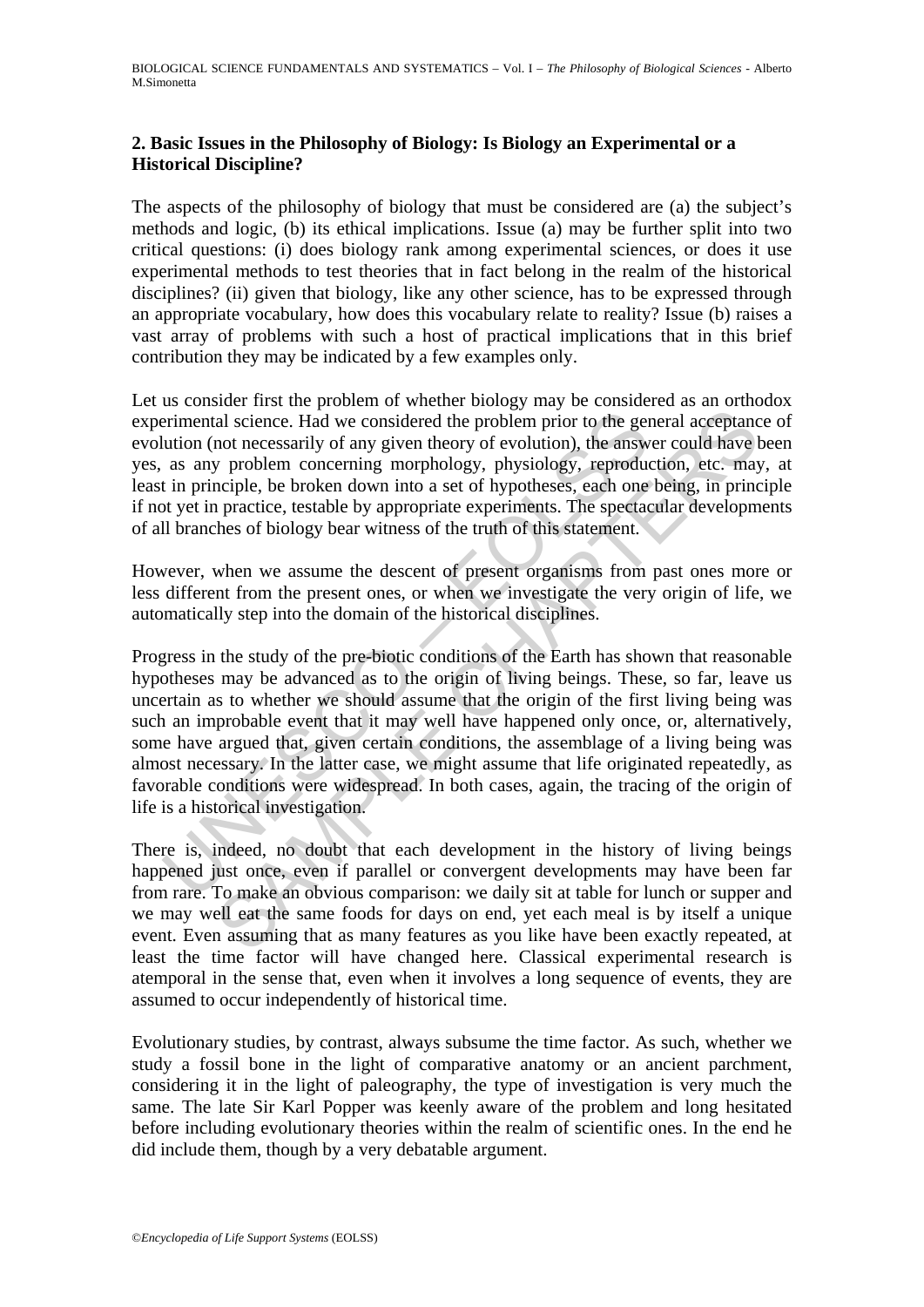## 2. Basic Issues in the Philosophy of Biology: Is Biology an Experimental or a Historical Discipline?

The aspects of the philosophy of biology that must be considered are (a) the subject's methods and logic, (b) its ethical implications. Issue (a) may be further split into two critical questions: (i) does biology rank among experimental sciences, or does it use experimental methods to test theories that in fact belong in the realm of the historical disciplines? (ii) given that biology, like any other science, has to be expressed through an appropriate vocabulary, how does this vocabulary relate to reality? Issue (b) raises a vast array of problems with such a host of practical implications that in this brief contribution they may be indicated by a few examples only.

Let us consider first the problem of whether biology may be considered as an orthodox experimental science. Had we considered the problem prior to the general acceptance of evolution (not necessarily of any given theory of evolution), the answer could have been yes, as any problem concerning morphology, physiology, reproduction, etc. may, at least in principle, be broken down into a set of hypotheses, each one being, in principle if not yet in practice, testable by appropriate experiments. The spectacular developments of all branches of biology bear witness of the truth of this statement.

However, when we assume the descent of present organisms from past ones more or less different from the present ones, or when we investigate the very origin of life, we automatically step into the domain of the historical disciplines.

Progress in the study of the pre-biotic conditions of the Earth has shown that reasonable hypotheses may be advanced as to the origin of living beings. These, so far, leave us uncertain as to whether we should assume that the origin of the first living being was such an improbable event that it may well have happened only once, or, alternatively, some have argued that, given certain conditions, the assemblage of a living being was almost necessary. In the latter case, we might assume that life originated repeatedly, as favorable conditions were widespread. In both cases, again, the tracing of the origin of life is a historical investigation.

There is, indeed, no doubt that each development in the history of living beings happened just once, even if parallel or convergent developments may have been far from rare. To make an obvious comparison: we daily sit at table for lunch or supper and we may well eat the same foods for days on end, yet each meal is by itself a unique event. Even assuming that as many features as you like have been exactly repeated, at least the time factor will have changed here. Classical experimental research is atemporal in the sense that, even when it involves a long sequence of events, they are assumed to occur independently of historical time.

Evolutionary studies, by contrast, always subsume the time factor. As such, whether we study a fossil bone in the light of comparative anatomy or an ancient parchment, considering it in the light of paleography, the type of investigation is very much the same. The late Sir Karl Popper was keenly aware of the problem and long hesitated before including evolutionary theories within the realm of scientific ones. In the end he did include them, though by a very debatable argument.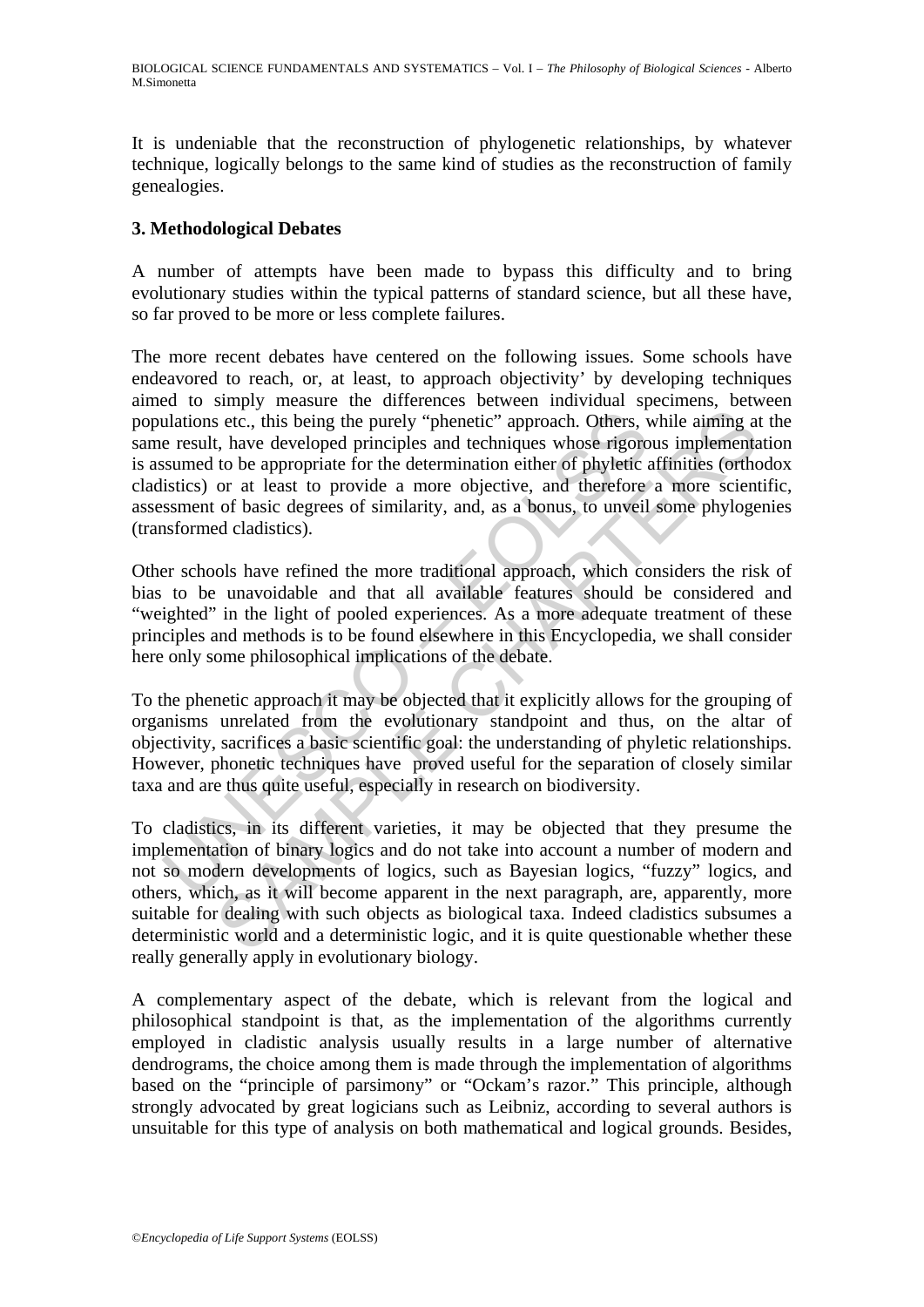It is undeniable that the reconstruction of phylogenetic relationships, by whatever technique, logically belongs to the same kind of studies as the reconstruction of family genealogies.

## 3. Methodological Debates

A number of attempts have been made to bypass this difficulty and to bring evolutionary studies within the typical patterns of standard science, but all these have, so far proved to be more or less complete failures.

The more recent debates have centered on the following issues. Some schools have endeavored to reach, or, at least, to approach objectivity' by developing techniques aimed to simply measure the differences between individual specimens, between populations etc., this being the purely "phenetic" approach. Others, while aiming at the same result, have developed principles and techniques whose rigorous implementation is assumed to be appropriate for the determination either of phyletic affinities (orthodox cladistics) or at least to provide a more objective, and therefore a more scientific, assessment of basic degrees of similarity, and, as a bonus, to unveil some phylogenies (transformed cladistics).

Other schools have refined the more traditional approach, which considers the risk of bias to be unavoidable and that all available features should be considered and "weighted" in the light of pooled experiences. As a more adequate treatment of these principles and methods is to be found elsewhere in this Encyclopedia, we shall consider here only some philosophical implications of the debate.

To the phenetic approach it may be objected that it explicitly allows for the grouping of organisms unrelated from the evolutionary standpoint and thus, on the altar of objectivity, sacrifices a basic scientific goal: the understanding of phyletic relationships. However, phonetic techniques have proved useful for the separation of closely similar taxa and are thus quite useful, especially in research on biodiversity.

To cladistics, in its different varieties, it may be objected that they presume the implementation of binary logics and do not take into account a number of modern and not so modern developments of logics, such as Bayesian logics, "fuzzy" logics, and others, which, as it will become apparent in the next paragraph, are, apparently, more suitable for dealing with such objects as biological taxa. Indeed cladistics subsumes a deterministic world and a deterministic logic, and it is quite questionable whether these really generally apply in evolutionary biology.

A complementary aspect of the debate, which is relevant from the logical and philosophical standpoint is that, as the implementation of the algorithms currently employed in cladistic analysis usually results in a large number of alternative dendrograms, the choice among them is made through the implementation of algorithms based on the "principle of parsimony" or "Ockam's razor." This principle, although strongly advocated by great logicians such as Leibniz, according to several authors is unsuitable for this type of analysis on both mathematical and logical grounds. Besides,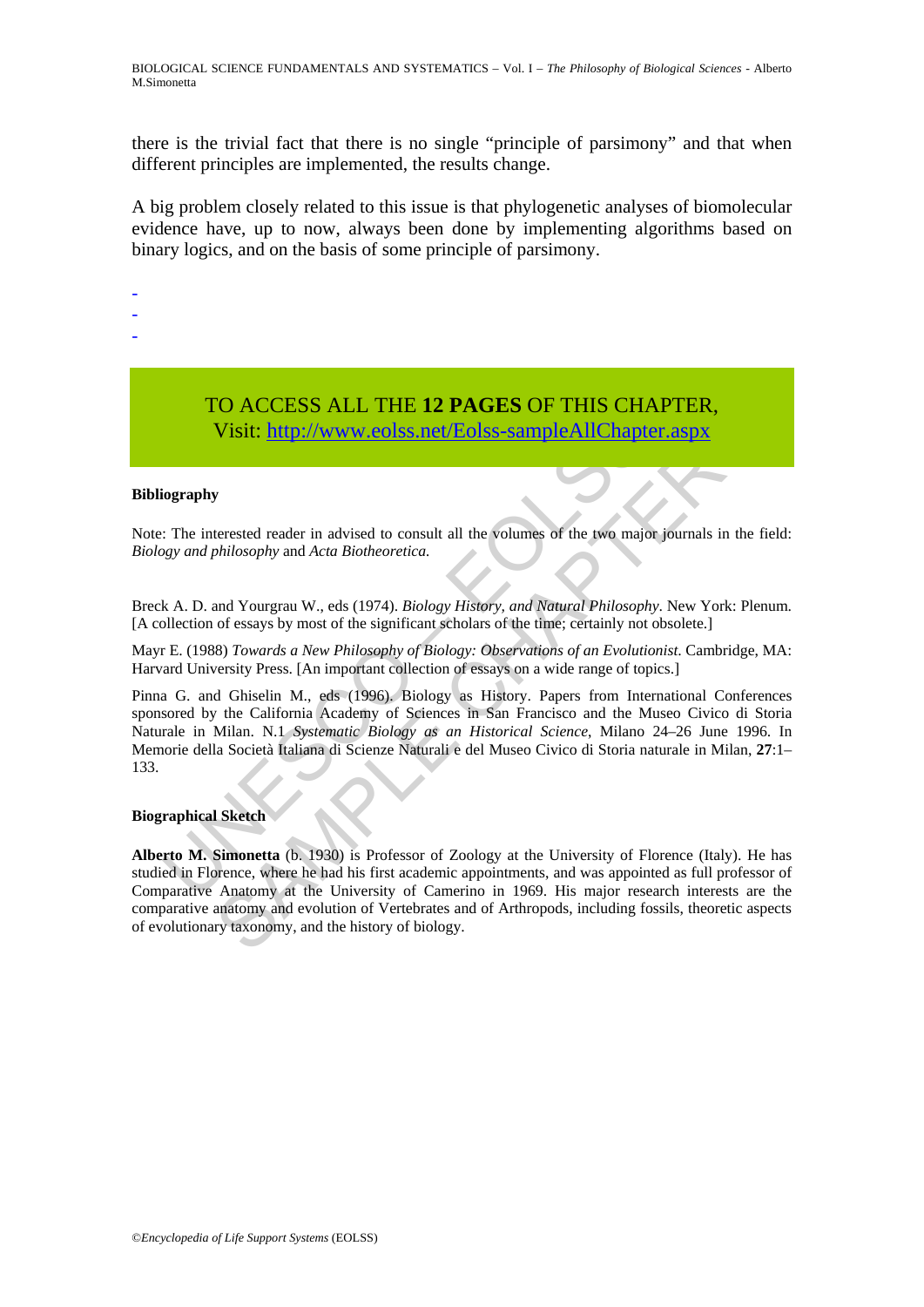there is the trivial fact that there is no single "principle of parsimony" and that when different principles are implemented, the results change.

A big problem closely related to this issue is that phylogenetic analyses of biomolecular evidence have, up to now, always been done by implementing algorithms based on binary logics, and on the basis of some principle of parsimony.

-
-
-

TO ACCESS ALL THE **12 PAGES** OF THIS CHAPTER,
Visit: http://www.eolss.net/Eolss-sampleAllChapter.aspx

**Bibliography**

Note: The interested reader in advised to consult all the volumes of the two major journals in the field: *Biology and philosophy* and *Acta Biotheoretica.*

Breck A. D. and Yourgrau W., eds (1974). *Biology History, and Natural Philosophy.* New York: Plenum. [A collection of essays by most of the significant scholars of the time; certainly not obsolete.]

Mayr E. (1988) *Towards a New Philosophy of Biology: Observations of an Evolutionist.* Cambridge, MA: Harvard University Press. [An important collection of essays on a wide range of topics.]

Pinna G. and Ghiselin M., eds (1996). Biology as History. Papers from International Conferences sponsored by the California Academy of Sciences in San Francisco and the Museo Civico di Storia Naturale in Milan. N.1 *Systematic Biology as an Historical Science*, Milano 24–26 June 1996. In Memorie della Società Italiana di Scienze Naturali e del Museo Civico di Storia naturale in Milan, **27**:1–133.

**Biographical Sketch**

**Alberto M. Simonetta** (b. 1930) is Professor of Zoology at the University of Florence (Italy). He has studied in Florence, where he had his first academic appointments, and was appointed as full professor of Comparative Anatomy at the University of Camerino in 1969. His major research interests are the comparative anatomy and evolution of Vertebrates and of Arthropods, including fossils, theoretic aspects of evolutionary taxonomy, and the history of biology.